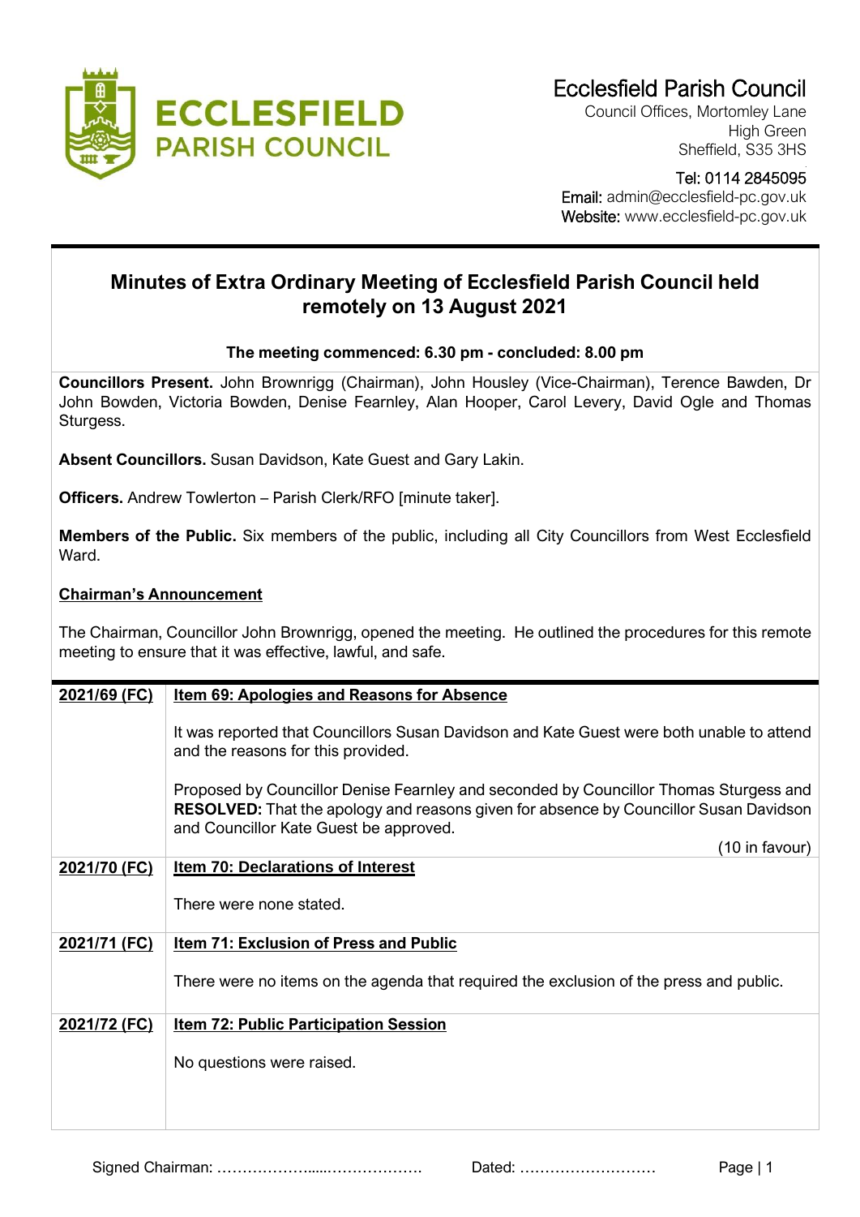# Ecclesfield Parish Council

Council Offices, Mortomley Lane
High Green
Sheffield, S35 3HS

Tel: 0114 2845095
Email: admin@ecclesfield-pc.gov.uk
Website: www.ecclesfield-pc.gov.uk

## Minutes of Extra Ordinary Meeting of Ecclesfield Parish Council held remotely on 13 August 2021

**The meeting commenced: 6.30 pm - concluded: 8.00 pm**

**Councillors Present.** John Brownrigg (Chairman), John Housley (Vice-Chairman), Terence Bawden, Dr John Bowden, Victoria Bowden, Denise Fearnley, Alan Hooper, Carol Levery, David Ogle and Thomas Sturgess.

**Absent Councillors.** Susan Davidson, Kate Guest and Gary Lakin.

**Officers.** Andrew Towlerton – Parish Clerk/RFO [minute taker].

**Members of the Public.** Six members of the public, including all City Councillors from West Ecclesfield Ward.

**Chairman's Announcement**

The Chairman, Councillor John Brownrigg, opened the meeting. He outlined the procedures for this remote meeting to ensure that it was effective, lawful, and safe.

| | |
|---|---|
| **2021/69 (FC)** | **Item 69: Apologies and Reasons for Absence**<br><br>It was reported that Councillors Susan Davidson and Kate Guest were both unable to attend and the reasons for this provided.<br><br>Proposed by Councillor Denise Fearnley and seconded by Councillor Thomas Sturgess and **RESOLVED:** That the apology and reasons given for absence by Councillor Susan Davidson and Councillor Kate Guest be approved.<br><br>(10 in favour) |
| **2021/70 (FC)** | **Item 70: Declarations of Interest**<br><br>There were none stated. |
| **2021/71 (FC)** | **Item 71: Exclusion of Press and Public**<br><br>There were no items on the agenda that required the exclusion of the press and public. |
| **2021/72 (FC)** | **Item 72: Public Participation Session**<br><br>No questions were raised. |

Signed Chairman: ……………….....………………. Dated: ………………………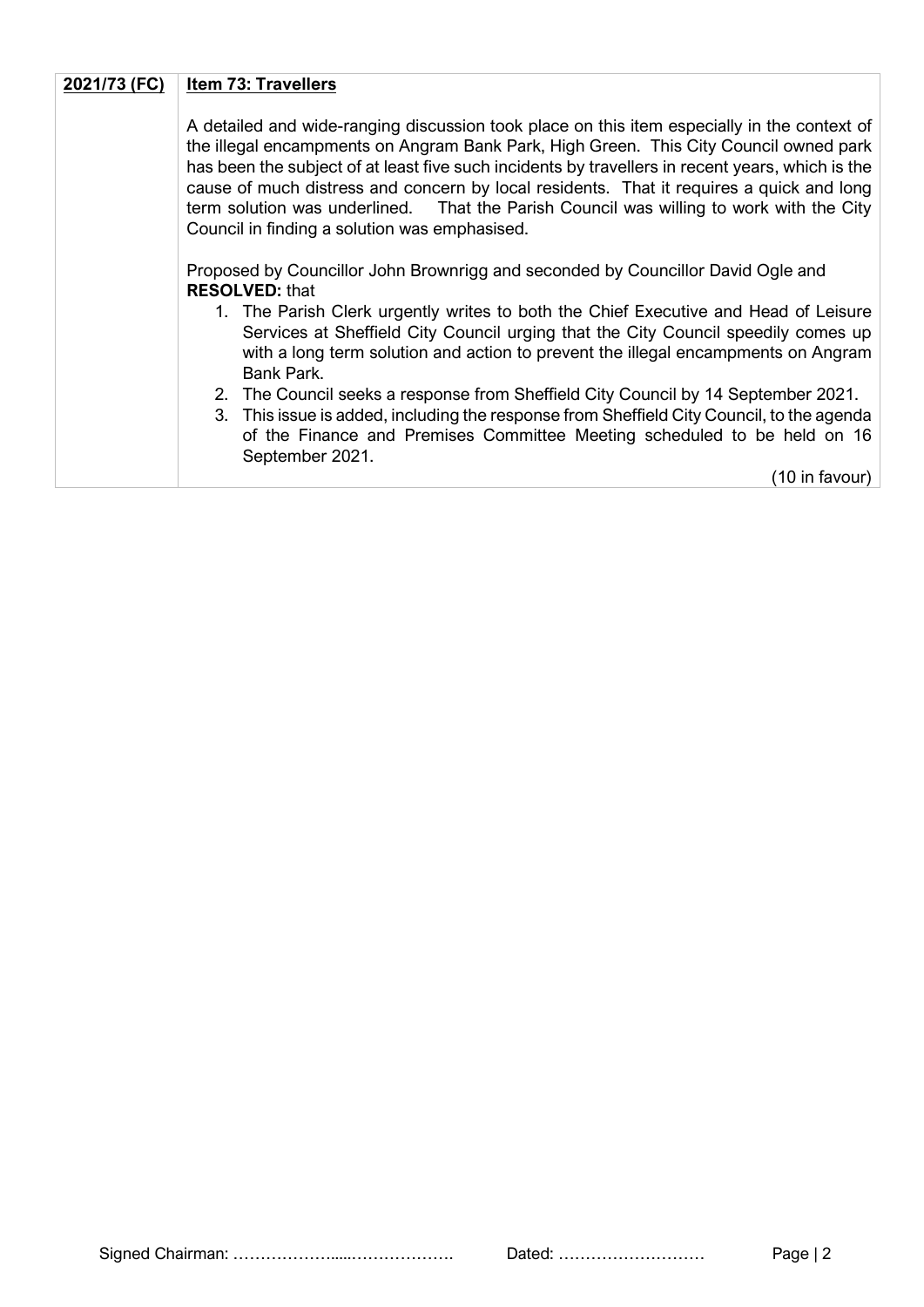| | |
|---|---|
| **2021/73 (FC)** | **Item 73: Travellers**<br><br>A detailed and wide-ranging discussion took place on this item especially in the context of the illegal encampments on Angram Bank Park, High Green. This City Council owned park has been the subject of at least five such incidents by travellers in recent years, which is the cause of much distress and concern by local residents. That it requires a quick and long term solution was underlined. That the Parish Council was willing to work with the City Council in finding a solution was emphasised.<br><br>Proposed by Councillor John Brownrigg and seconded by Councillor David Ogle and **RESOLVED:** that<br>1. The Parish Clerk urgently writes to both the Chief Executive and Head of Leisure Services at Sheffield City Council urging that the City Council speedily comes up with a long term solution and action to prevent the illegal encampments on Angram Bank Park.<br>2. The Council seeks a response from Sheffield City Council by 14 September 2021.<br>3. This issue is added, including the response from Sheffield City Council, to the agenda of the Finance and Premises Committee Meeting scheduled to be held on 16 September 2021.<br><br>(10 in favour) |

Signed Chairman: ………………....………………. Dated: ………………………